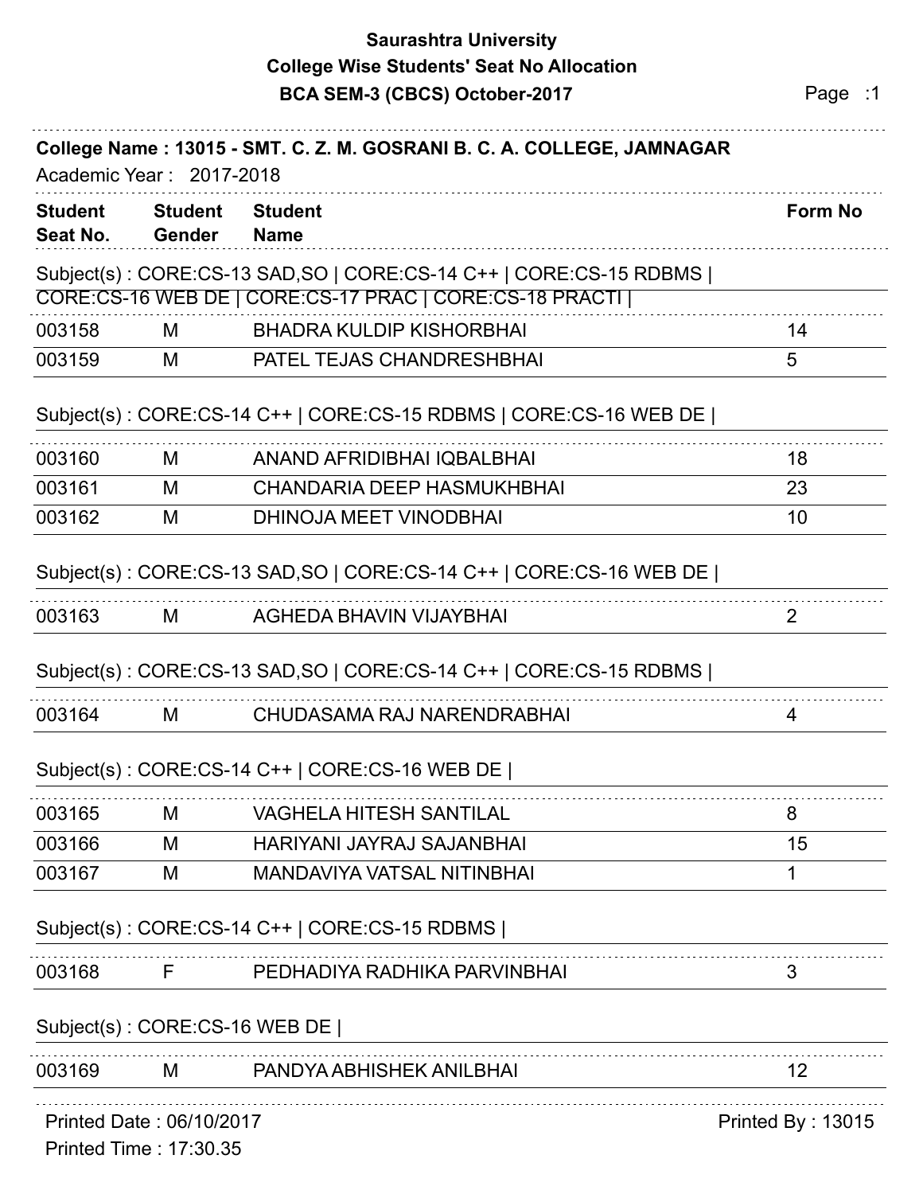# Saurashtra University

## College Wise Students' Seat No Allocation

## BCA SEM-3 (CBCS) October-2017

**College Name : 13015 - SMT. C. Z. M. GOSRANI B. C. A. COLLEGE, JAMNAGAR**

Academic Year : 2017-2018

Subject(s) : CORE:CS-13 SAD,SO | CORE:CS-14 C++ | CORE:CS-15 RDBMS | CORE:CS-16 WEB DE | CORE:CS-17 PRAC | CORE:CS-18 PRACTI |

| Student Seat No. | Student Gender | Student Name | Form No |
|---|---|---|---|
| 003158 | M | BHADRA KULDIP KISHORBHAI | 14 |
| 003159 | M | PATEL TEJAS CHANDRESHBHAI | 5 |

Subject(s) : CORE:CS-14 C++ | CORE:CS-15 RDBMS | CORE:CS-16 WEB DE |

| Student Seat No. | Student Gender | Student Name | Form No |
|---|---|---|---|
| 003160 | M | ANAND AFRIDIBHAI IQBALBHAI | 18 |
| 003161 | M | CHANDARIA DEEP HASMUKHBHAI | 23 |
| 003162 | M | DHINOJA MEET VINODBHAI | 10 |

Subject(s) : CORE:CS-13 SAD,SO | CORE:CS-14 C++ | CORE:CS-16 WEB DE |

| Student Seat No. | Student Gender | Student Name | Form No |
|---|---|---|---|
| 003163 | M | AGHEDA BHAVIN VIJAYBHAI | 2 |

Subject(s) : CORE:CS-13 SAD,SO | CORE:CS-14 C++ | CORE:CS-15 RDBMS |

| Student Seat No. | Student Gender | Student Name | Form No |
|---|---|---|---|
| 003164 | M | CHUDASAMA RAJ NARENDRABHAI | 4 |

Subject(s) : CORE:CS-14 C++ | CORE:CS-16 WEB DE |

| Student Seat No. | Student Gender | Student Name | Form No |
|---|---|---|---|
| 003165 | M | VAGHELA HITESH SANTILAL | 8 |
| 003166 | M | HARIYANI JAYRAJ SAJANBHAI | 15 |
| 003167 | M | MANDAVIYA VATSAL NITINBHAI | 1 |

Subject(s) : CORE:CS-14 C++ | CORE:CS-15 RDBMS |

| Student Seat No. | Student Gender | Student Name | Form No |
|---|---|---|---|
| 003168 | F | PEDHADIYA RADHIKA PARVINBHAI | 3 |

Subject(s) : CORE:CS-16 WEB DE |

| Student Seat No. | Student Gender | Student Name | Form No |
|---|---|---|---|
| 003169 | M | PANDYA ABHISHEK ANILBHAI | 12 |

Printed Date : 06/10/2017
Printed Time : 17:30.35
Printed By : 13015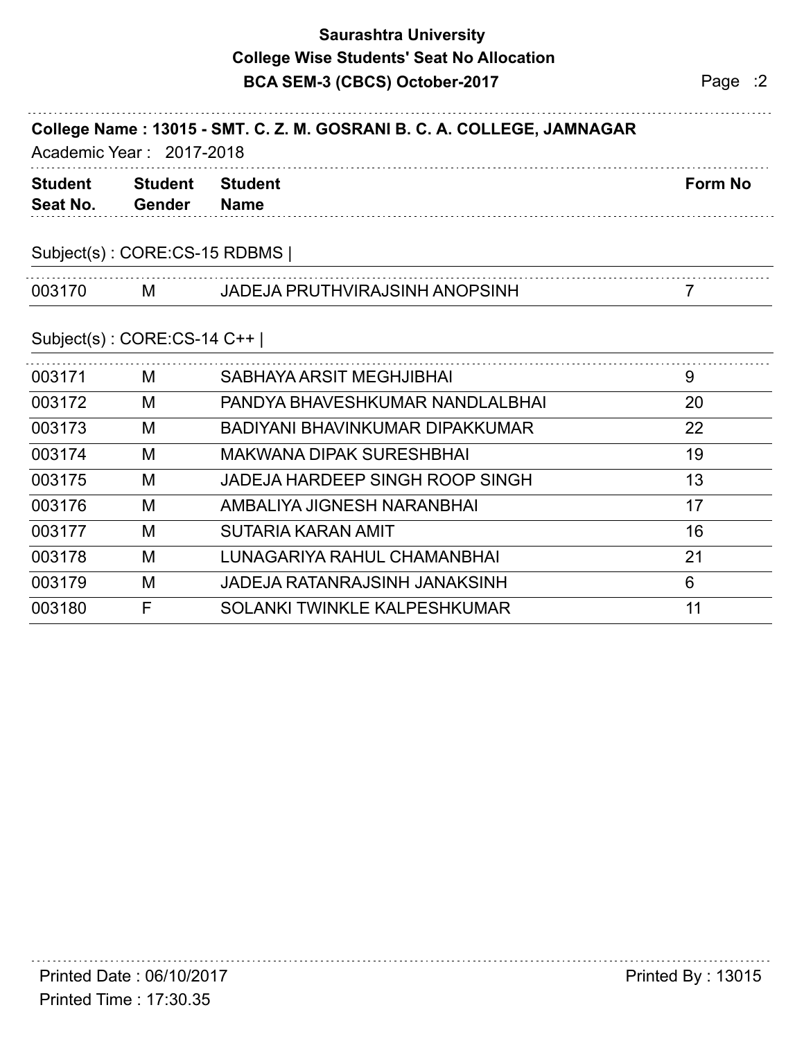# Saurashtra University

## College Wise Students' Seat No Allocation

## BCA SEM-3 (CBCS) October-2017

**College Name : 13015 - SMT. C. Z. M. GOSRANI B. C. A. COLLEGE, JAMNAGAR**

Academic Year : 2017-2018

Subject(s) : CORE:CS-15 RDBMS |

| Student Seat No. | Student Gender | Student Name | Form No |
| --- | --- | --- | --- |
| 003170 | M | JADEJA PRUTHVIRAJSINH ANOPSINH | 7 |

Subject(s) : CORE:CS-14 C++ |

| Student Seat No. | Student Gender | Student Name | Form No |
| --- | --- | --- | --- |
| 003171 | M | SABHAYA ARSIT MEGHJIBHAI | 9 |
| 003172 | M | PANDYA BHAVESHKUMAR NANDLALBHAI | 20 |
| 003173 | M | BADIYANI BHAVINKUMAR DIPAKKUMAR | 22 |
| 003174 | M | MAKWANA DIPAK SURESHBHAI | 19 |
| 003175 | M | JADEJA HARDEEP SINGH ROOP SINGH | 13 |
| 003176 | M | AMBALIYA JIGNESH NARANBHAI | 17 |
| 003177 | M | SUTARIA KARAN AMIT | 16 |
| 003178 | M | LUNAGARIYA RAHUL CHAMANBHAI | 21 |
| 003179 | M | JADEJA RATANRAJSINH JANAKSINH | 6 |
| 003180 | F | SOLANKI TWINKLE KALPESHKUMAR | 11 |

Printed Date : 06/10/2017

Printed Time : 17:30.35

Printed By : 13015